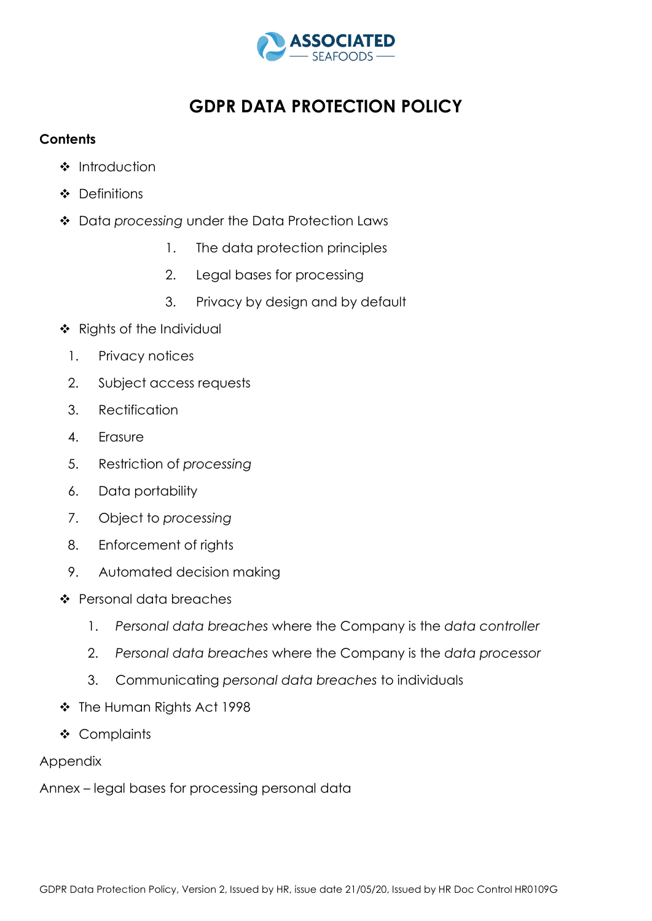ASSOCIATED SEAFOODS

# GDPR DATA PROTECTION POLICY

**Contents**

- Introduction
- Definitions
- Data *processing* under the Data Protection Laws
    1. The data protection principles
    2. Legal bases for processing
    3. Privacy by design and by default
- Rights of the Individual
    1. Privacy notices
    2. Subject access requests
    3. Rectification
    4. Erasure
    5. Restriction of *processing*
    6. Data portability
    7. Object to *processing*
    8. Enforcement of rights
    9. Automated decision making
- Personal data breaches
    1. *Personal data breaches* where the Company is the *data controller*
    2. *Personal data breaches* where the Company is the *data processor*
    3. Communicating *personal data breaches* to individuals
- The Human Rights Act 1998
- Complaints

Appendix

Annex – legal bases for processing personal data

GDPR Data Protection Policy, Version 2, Issued by HR, issue date 21/05/20, Issued by HR Doc Control HR0109G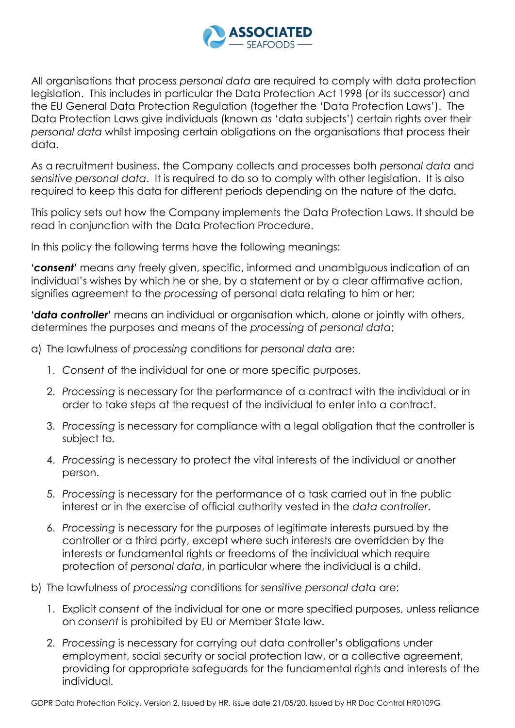All organisations that process *personal data* are required to comply with data protection legislation. This includes in particular the Data Protection Act 1998 (or its successor) and the EU General Data Protection Regulation (together the 'Data Protection Laws'). The Data Protection Laws give individuals (known as 'data subjects') certain rights over their *personal data* whilst imposing certain obligations on the organisations that process their data.

As a recruitment business, the Company collects and processes both *personal data* and *sensitive personal data*. It is required to do so to comply with other legislation. It is also required to keep this data for different periods depending on the nature of the data.

This policy sets out how the Company implements the Data Protection Laws. It should be read in conjunction with the Data Protection Procedure.

In this policy the following terms have the following meanings:

**'*consent*'** means any freely given, specific, informed and unambiguous indication of an individual's wishes by which he or she, by a statement or by a clear affirmative action, signifies agreement to the *processing* of personal data relating to him or her;

**'*data controller*'** means an individual or organisation which, alone or jointly with others, determines the purposes and means of the *processing* of *personal data*;

a) The lawfulness of *processing* conditions for *personal data* are:

   1. *Consent* of the individual for one or more specific purposes.
   2. *Processing* is necessary for the performance of a contract with the individual or in order to take steps at the request of the individual to enter into a contract.
   3. *Processing* is necessary for compliance with a legal obligation that the controller is subject to.
   4. *Processing* is necessary to protect the vital interests of the individual or another person.
   5. *Processing* is necessary for the performance of a task carried out in the public interest or in the exercise of official authority vested in the *data controller*.
   6. *Processing* is necessary for the purposes of legitimate interests pursued by the controller or a third party, except where such interests are overridden by the interests or fundamental rights or freedoms of the individual which require protection of *personal data*, in particular where the individual is a child.

b) The lawfulness of *processing* conditions for *sensitive personal data* are:

   1. Explicit *consent* of the individual for one or more specified purposes, unless reliance on *consent* is prohibited by EU or Member State law.
   2. *Processing* is necessary for carrying out data controller's obligations under employment, social security or social protection law, or a collective agreement, providing for appropriate safeguards for the fundamental rights and interests of the individual.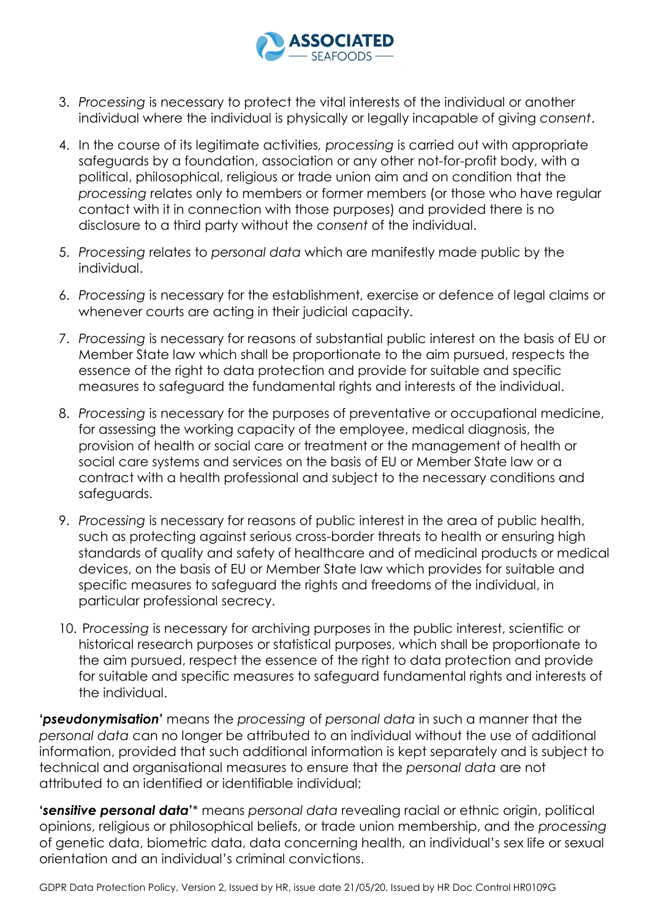3. *Processing* is necessary to protect the vital interests of the individual or another individual where the individual is physically or legally incapable of giving *consent*.
4. In the course of its legitimate activities, *processing* is carried out with appropriate safeguards by a foundation, association or any other not-for-profit body, with a political, philosophical, religious or trade union aim and on condition that the *processing* relates only to members or former members (or those who have regular contact with it in connection with those purposes) and provided there is no disclosure to a third party without the *consent* of the individual.
5. *Processing* relates to *personal data* which are manifestly made public by the individual.
6. *Processing* is necessary for the establishment, exercise or defence of legal claims or whenever courts are acting in their judicial capacity.
7. *Processing* is necessary for reasons of substantial public interest on the basis of EU or Member State law which shall be proportionate to the aim pursued, respects the essence of the right to data protection and provide for suitable and specific measures to safeguard the fundamental rights and interests of the individual.
8. *Processing* is necessary for the purposes of preventative or occupational medicine, for assessing the working capacity of the employee, medical diagnosis, the provision of health or social care or treatment or the management of health or social care systems and services on the basis of EU or Member State law or a contract with a health professional and subject to the necessary conditions and safeguards.
9. *Processing* is necessary for reasons of public interest in the area of public health, such as protecting against serious cross-border threats to health or ensuring high standards of quality and safety of healthcare and of medicinal products or medical devices, on the basis of EU or Member State law which provides for suitable and specific measures to safeguard the rights and freedoms of the individual, in particular professional secrecy.
10. *Processing* is necessary for archiving purposes in the public interest, scientific or historical research purposes or statistical purposes, which shall be proportionate to the aim pursued, respect the essence of the right to data protection and provide for suitable and specific measures to safeguard fundamental rights and interests of the individual.

**'*pseudonymisation*'** means the *processing* of *personal data* in such a manner that the *personal data* can no longer be attributed to an individual without the use of additional information, provided that such additional information is kept separately and is subject to technical and organisational measures to ensure that the *personal data* are not attributed to an identified or identifiable individual;

**'*sensitive personal data*'*** means *personal data* revealing racial or ethnic origin, political opinions, religious or philosophical beliefs, or trade union membership, and the *processing* of genetic data, biometric data, data concerning health, an individual's sex life or sexual orientation and an individual's criminal convictions.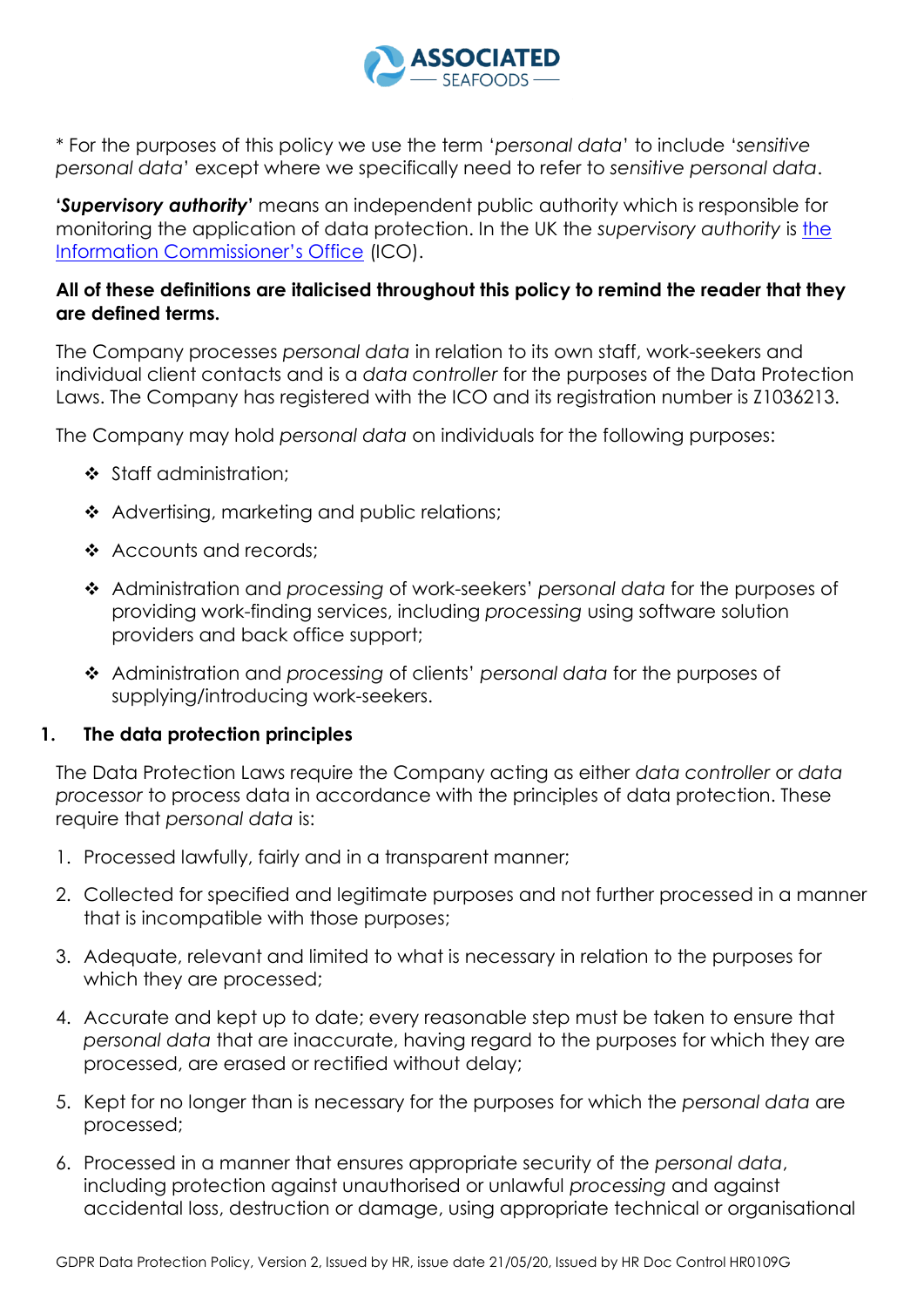\* For the purposes of this policy we use the term '*personal data*' to include '*sensitive personal data*' except where we specifically need to refer to *sensitive personal data*.

'***Supervisory authority***' means an independent public authority which is responsible for monitoring the application of data protection. In the UK the *supervisory authority* is the Information Commissioner's Office (ICO).

**All of these definitions are italicised throughout this policy to remind the reader that they are defined terms.**

The Company processes *personal data* in relation to its own staff, work-seekers and individual client contacts and is a *data controller* for the purposes of the Data Protection Laws. The Company has registered with the ICO and its registration number is Z1036213.

The Company may hold *personal data* on individuals for the following purposes:

- Staff administration;
- Advertising, marketing and public relations;
- Accounts and records;
- Administration and *processing* of work-seekers' *personal data* for the purposes of providing work-finding services, including *processing* using software solution providers and back office support;
- Administration and *processing* of clients' *personal data* for the purposes of supplying/introducing work-seekers.

## 1. The data protection principles

The Data Protection Laws require the Company acting as either *data controller* or *data processor* to process data in accordance with the principles of data protection. These require that *personal data* is:

1. Processed lawfully, fairly and in a transparent manner;
2. Collected for specified and legitimate purposes and not further processed in a manner that is incompatible with those purposes;
3. Adequate, relevant and limited to what is necessary in relation to the purposes for which they are processed;
4. Accurate and kept up to date; every reasonable step must be taken to ensure that *personal data* that are inaccurate, having regard to the purposes for which they are processed, are erased or rectified without delay;
5. Kept for no longer than is necessary for the purposes for which the *personal data* are processed;
6. Processed in a manner that ensures appropriate security of the *personal data*, including protection against unauthorised or unlawful *processing* and against accidental loss, destruction or damage, using appropriate technical or organisational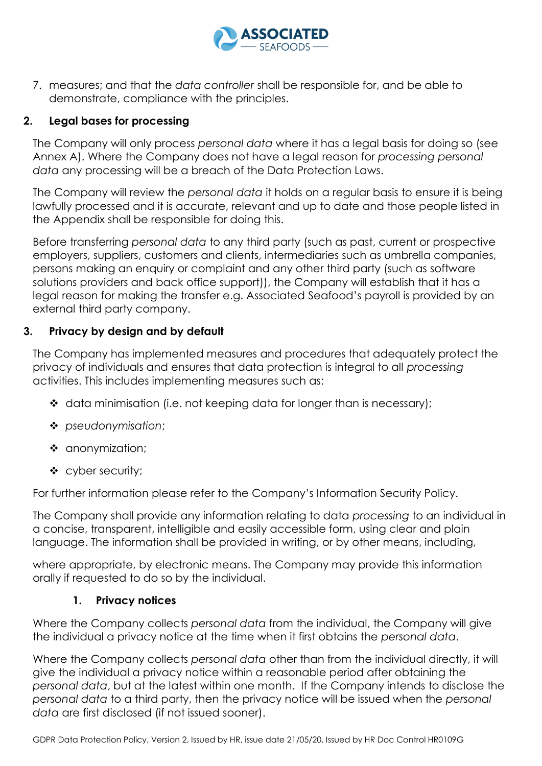7. measures; and that the *data controller* shall be responsible for, and be able to demonstrate, compliance with the principles.

## 2. Legal bases for processing

The Company will only process *personal data* where it has a legal basis for doing so (see Annex A). Where the Company does not have a legal reason for *processing personal data* any processing will be a breach of the Data Protection Laws.

The Company will review the *personal data* it holds on a regular basis to ensure it is being lawfully processed and it is accurate, relevant and up to date and those people listed in the Appendix shall be responsible for doing this.

Before transferring *personal data* to any third party (such as past, current or prospective employers, suppliers, customers and clients, intermediaries such as umbrella companies, persons making an enquiry or complaint and any other third party (such as software solutions providers and back office support)), the Company will establish that it has a legal reason for making the transfer e.g. Associated Seafood's payroll is provided by an external third party company.

## 3. Privacy by design and by default

The Company has implemented measures and procedures that adequately protect the privacy of individuals and ensures that data protection is integral to all *processing* activities. This includes implementing measures such as:

- data minimisation (i.e. not keeping data for longer than is necessary);
- *pseudonymisation*;
- anonymization;
- cyber security;

For further information please refer to the Company's Information Security Policy.

The Company shall provide any information relating to data *processing* to an individual in a concise, transparent, intelligible and easily accessible form, using clear and plain language. The information shall be provided in writing, or by other means, including,

where appropriate, by electronic means. The Company may provide this information orally if requested to do so by the individual.

### 1. Privacy notices

Where the Company collects *personal data* from the individual, the Company will give the individual a privacy notice at the time when it first obtains the *personal data*.

Where the Company collects *personal data* other than from the individual directly, it will give the individual a privacy notice within a reasonable period after obtaining the *personal data*, but at the latest within one month. If the Company intends to disclose the *personal data* to a third party, then the privacy notice will be issued when the *personal data* are first disclosed (if not issued sooner).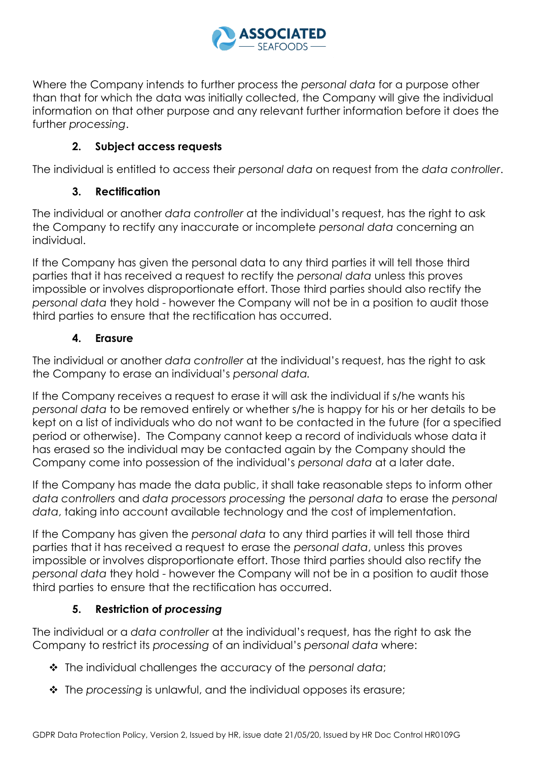Where the Company intends to further process the *personal data* for a purpose other than that for which the data was initially collected, the Company will give the individual information on that other purpose and any relevant further information before it does the further *processing*.

### 2. Subject access requests

The individual is entitled to access their *personal data* on request from the *data controller*.

### 3. Rectification

The individual or another *data controller* at the individual's request, has the right to ask the Company to rectify any inaccurate or incomplete *personal data* concerning an individual.

If the Company has given the personal data to any third parties it will tell those third parties that it has received a request to rectify the *personal data* unless this proves impossible or involves disproportionate effort. Those third parties should also rectify the *personal data* they hold - however the Company will not be in a position to audit those third parties to ensure that the rectification has occurred.

### 4. Erasure

The individual or another *data controller* at the individual's request, has the right to ask the Company to erase an individual's *personal data.*

If the Company receives a request to erase it will ask the individual if s/he wants his *personal data* to be removed entirely or whether s/he is happy for his or her details to be kept on a list of individuals who do not want to be contacted in the future (for a specified period or otherwise). The Company cannot keep a record of individuals whose data it has erased so the individual may be contacted again by the Company should the Company come into possession of the individual's *personal data* at a later date.

If the Company has made the data public, it shall take reasonable steps to inform other *data controllers* and *data processors processing* the *personal data* to erase the *personal data*, taking into account available technology and the cost of implementation.

If the Company has given the *personal data* to any third parties it will tell those third parties that it has received a request to erase the *personal data*, unless this proves impossible or involves disproportionate effort. Those third parties should also rectify the *personal data* they hold - however the Company will not be in a position to audit those third parties to ensure that the rectification has occurred.

### 5. Restriction of *processing*

The individual or a *data controller* at the individual's request, has the right to ask the Company to restrict its *processing* of an individual's *personal data* where:

- The individual challenges the accuracy of the *personal data*;
- The *processing* is unlawful, and the individual opposes its erasure;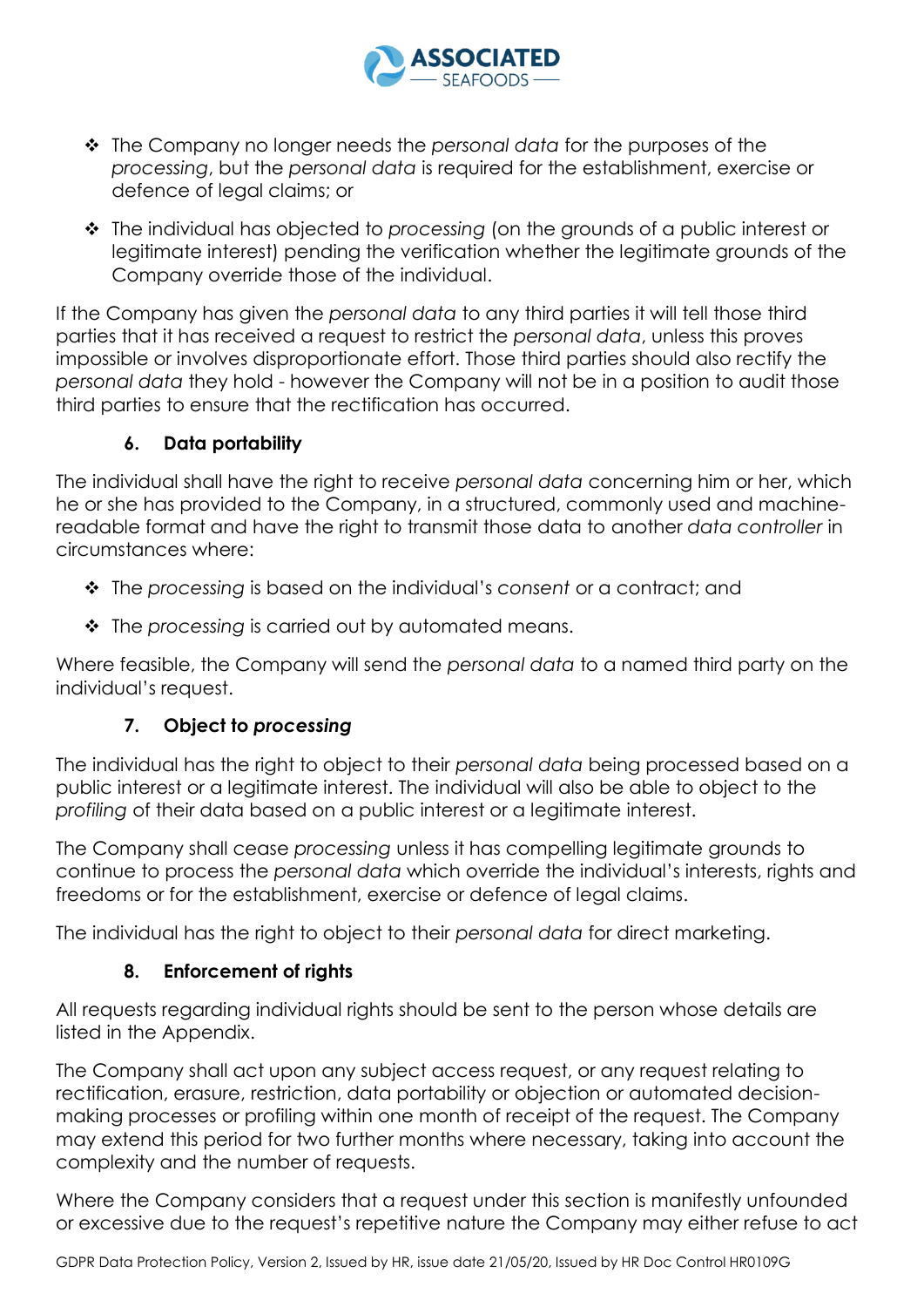- The Company no longer needs the *personal data* for the purposes of the *processing*, but the *personal data* is required for the establishment, exercise or defence of legal claims; or
- The individual has objected to *processing* (on the grounds of a public interest or legitimate interest) pending the verification whether the legitimate grounds of the Company override those of the individual.

If the Company has given the *personal data* to any third parties it will tell those third parties that it has received a request to restrict the *personal data*, unless this proves impossible or involves disproportionate effort. Those third parties should also rectify the *personal data* they hold - however the Company will not be in a position to audit those third parties to ensure that the rectification has occurred.

### 6. Data portability

The individual shall have the right to receive *personal data* concerning him or her, which he or she has provided to the Company, in a structured, commonly used and machine-readable format and have the right to transmit those data to another *data controller* in circumstances where:

- The *processing* is based on the individual's *consent* or a contract; and
- The *processing* is carried out by automated means.

Where feasible, the Company will send the *personal data* to a named third party on the individual's request.

### 7. Object to *processing*

The individual has the right to object to their *personal data* being processed based on a public interest or a legitimate interest. The individual will also be able to object to the *profiling* of their data based on a public interest or a legitimate interest.

The Company shall cease *processing* unless it has compelling legitimate grounds to continue to process the *personal data* which override the individual's interests, rights and freedoms or for the establishment, exercise or defence of legal claims.

The individual has the right to object to their *personal data* for direct marketing.

### 8. Enforcement of rights

All requests regarding individual rights should be sent to the person whose details are listed in the Appendix.

The Company shall act upon any subject access request, or any request relating to rectification, erasure, restriction, data portability or objection or automated decision-making processes or profiling within one month of receipt of the request. The Company may extend this period for two further months where necessary, taking into account the complexity and the number of requests.

Where the Company considers that a request under this section is manifestly unfounded or excessive due to the request's repetitive nature the Company may either refuse to act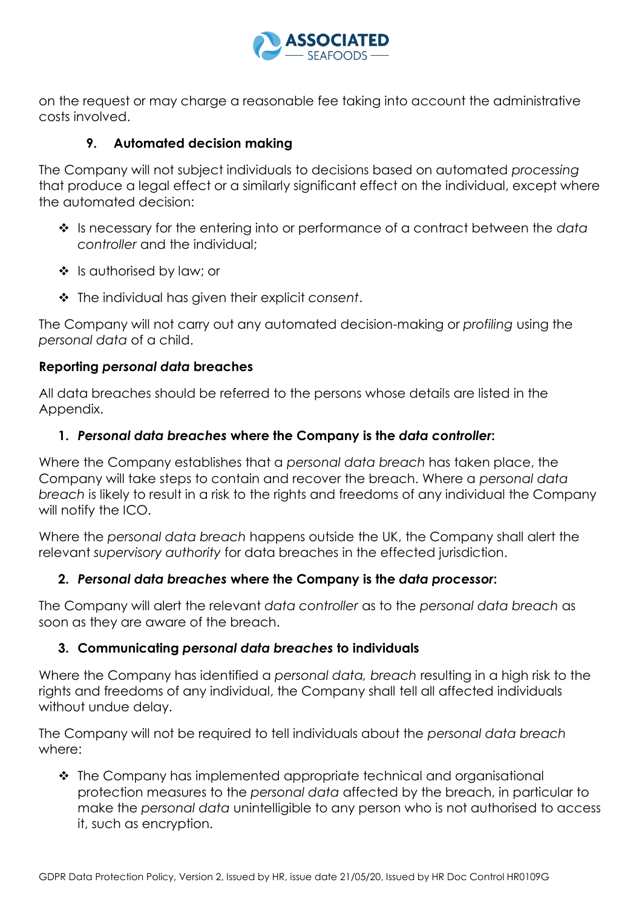on the request or may charge a reasonable fee taking into account the administrative costs involved.

### 9. Automated decision making

The Company will not subject individuals to decisions based on automated *processing* that produce a legal effect or a similarly significant effect on the individual, except where the automated decision:

- Is necessary for the entering into or performance of a contract between the *data controller* and the individual;
- Is authorised by law; or
- The individual has given their explicit *consent*.

The Company will not carry out any automated decision-making or *profiling* using the *personal data* of a child.

### Reporting *personal data* breaches

All data breaches should be referred to the persons whose details are listed in the Appendix.

#### 1. *Personal data breaches* where the Company is the *data controller*:

Where the Company establishes that a *personal data breach* has taken place, the Company will take steps to contain and recover the breach. Where a *personal data breach* is likely to result in a risk to the rights and freedoms of any individual the Company will notify the ICO.

Where the *personal data breach* happens outside the UK, the Company shall alert the relevant *supervisory authority* for data breaches in the effected jurisdiction.

#### 2. *Personal data breaches* where the Company is the *data processor*:

The Company will alert the relevant *data controller* as to the *personal data breach* as soon as they are aware of the breach.

#### 3. Communicating *personal data breaches* to individuals

Where the Company has identified a *personal data, breach* resulting in a high risk to the rights and freedoms of any individual, the Company shall tell all affected individuals without undue delay.

The Company will not be required to tell individuals about the *personal data breach* where:

- The Company has implemented appropriate technical and organisational protection measures to the *personal data* affected by the breach, in particular to make the *personal data* unintelligible to any person who is not authorised to access it, such as encryption.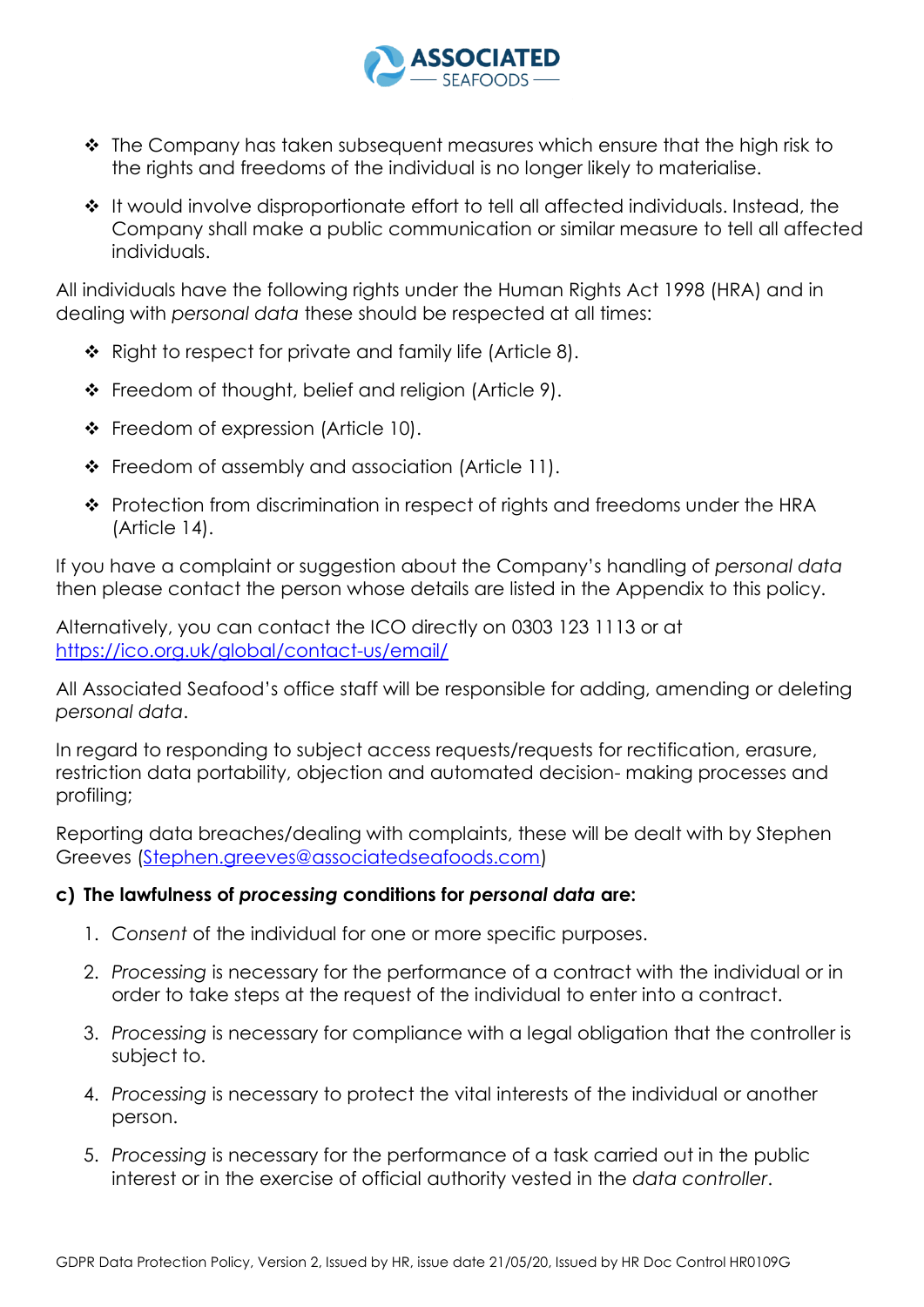- The Company has taken subsequent measures which ensure that the high risk to the rights and freedoms of the individual is no longer likely to materialise.
- It would involve disproportionate effort to tell all affected individuals. Instead, the Company shall make a public communication or similar measure to tell all affected individuals.

All individuals have the following rights under the Human Rights Act 1998 (HRA) and in dealing with *personal data* these should be respected at all times:

- Right to respect for private and family life (Article 8).
- Freedom of thought, belief and religion (Article 9).
- Freedom of expression (Article 10).
- Freedom of assembly and association (Article 11).
- Protection from discrimination in respect of rights and freedoms under the HRA (Article 14).

If you have a complaint or suggestion about the Company's handling of *personal data* then please contact the person whose details are listed in the Appendix to this policy.

Alternatively, you can contact the ICO directly on 0303 123 1113 or at [https://ico.org.uk/global/contact-us/email/](https://ico.org.uk/global/contact-us/email/)

All Associated Seafood's office staff will be responsible for adding, amending or deleting *personal data*.

In regard to responding to subject access requests/requests for rectification, erasure, restriction data portability, objection and automated decision- making processes and profiling;

Reporting data breaches/dealing with complaints, these will be dealt with by Stephen Greeves ([Stephen.greeves@associatedseafoods.com](mailto:Stephen.greeves@associatedseafoods.com))

**c) The lawfulness of *processing* conditions for *personal data* are:**

1. *Consent* of the individual for one or more specific purposes.
2. *Processing* is necessary for the performance of a contract with the individual or in order to take steps at the request of the individual to enter into a contract.
3. *Processing* is necessary for compliance with a legal obligation that the controller is subject to.
4. *Processing* is necessary to protect the vital interests of the individual or another person.
5. *Processing* is necessary for the performance of a task carried out in the public interest or in the exercise of official authority vested in the *data controller*.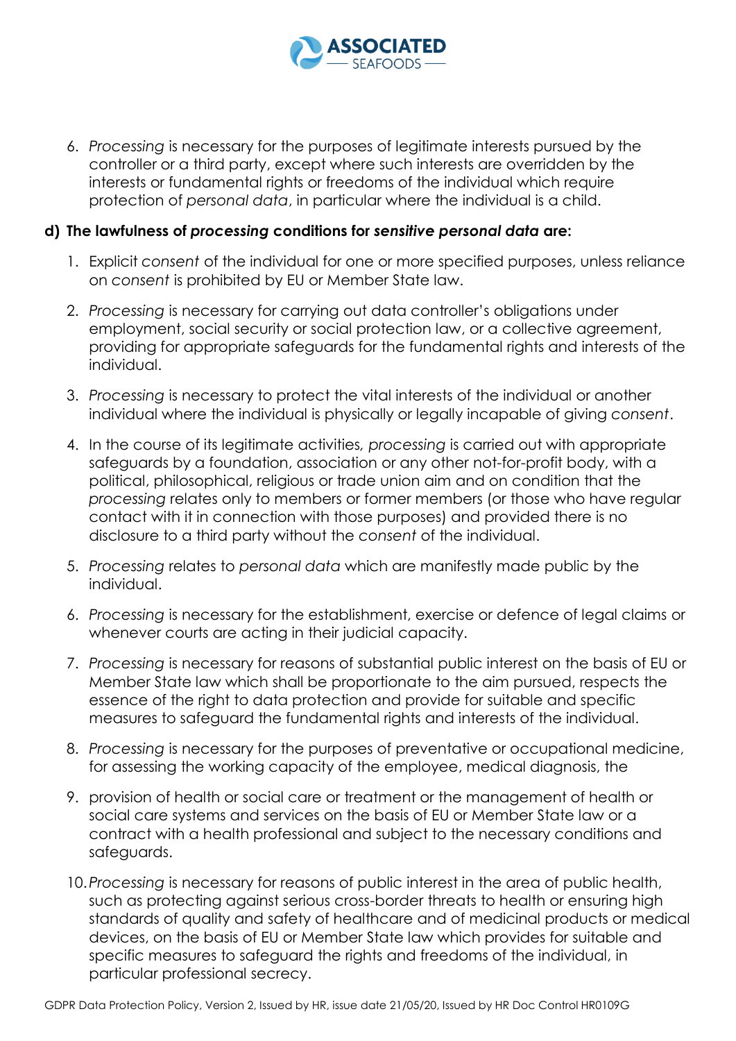6. *Processing* is necessary for the purposes of legitimate interests pursued by the controller or a third party, except where such interests are overridden by the interests or fundamental rights or freedoms of the individual which require protection of *personal data*, in particular where the individual is a child.

**d) The lawfulness of *processing* conditions for *sensitive personal data* are:**

1. Explicit *consent* of the individual for one or more specified purposes, unless reliance on *consent* is prohibited by EU or Member State law.

2. *Processing* is necessary for carrying out data controller's obligations under employment, social security or social protection law, or a collective agreement, providing for appropriate safeguards for the fundamental rights and interests of the individual.

3. *Processing* is necessary to protect the vital interests of the individual or another individual where the individual is physically or legally incapable of giving *consent*.

4. In the course of its legitimate activities, *processing* is carried out with appropriate safeguards by a foundation, association or any other not-for-profit body, with a political, philosophical, religious or trade union aim and on condition that the *processing* relates only to members or former members (or those who have regular contact with it in connection with those purposes) and provided there is no disclosure to a third party without the *consent* of the individual.

5. *Processing* relates to *personal data* which are manifestly made public by the individual.

6. *Processing* is necessary for the establishment, exercise or defence of legal claims or whenever courts are acting in their judicial capacity.

7. *Processing* is necessary for reasons of substantial public interest on the basis of EU or Member State law which shall be proportionate to the aim pursued, respects the essence of the right to data protection and provide for suitable and specific measures to safeguard the fundamental rights and interests of the individual.

8. *Processing* is necessary for the purposes of preventative or occupational medicine, for assessing the working capacity of the employee, medical diagnosis, the

9. provision of health or social care or treatment or the management of health or social care systems and services on the basis of EU or Member State law or a contract with a health professional and subject to the necessary conditions and safeguards.

10. *Processing* is necessary for reasons of public interest in the area of public health, such as protecting against serious cross-border threats to health or ensuring high standards of quality and safety of healthcare and of medicinal products or medical devices, on the basis of EU or Member State law which provides for suitable and specific measures to safeguard the rights and freedoms of the individual, in particular professional secrecy.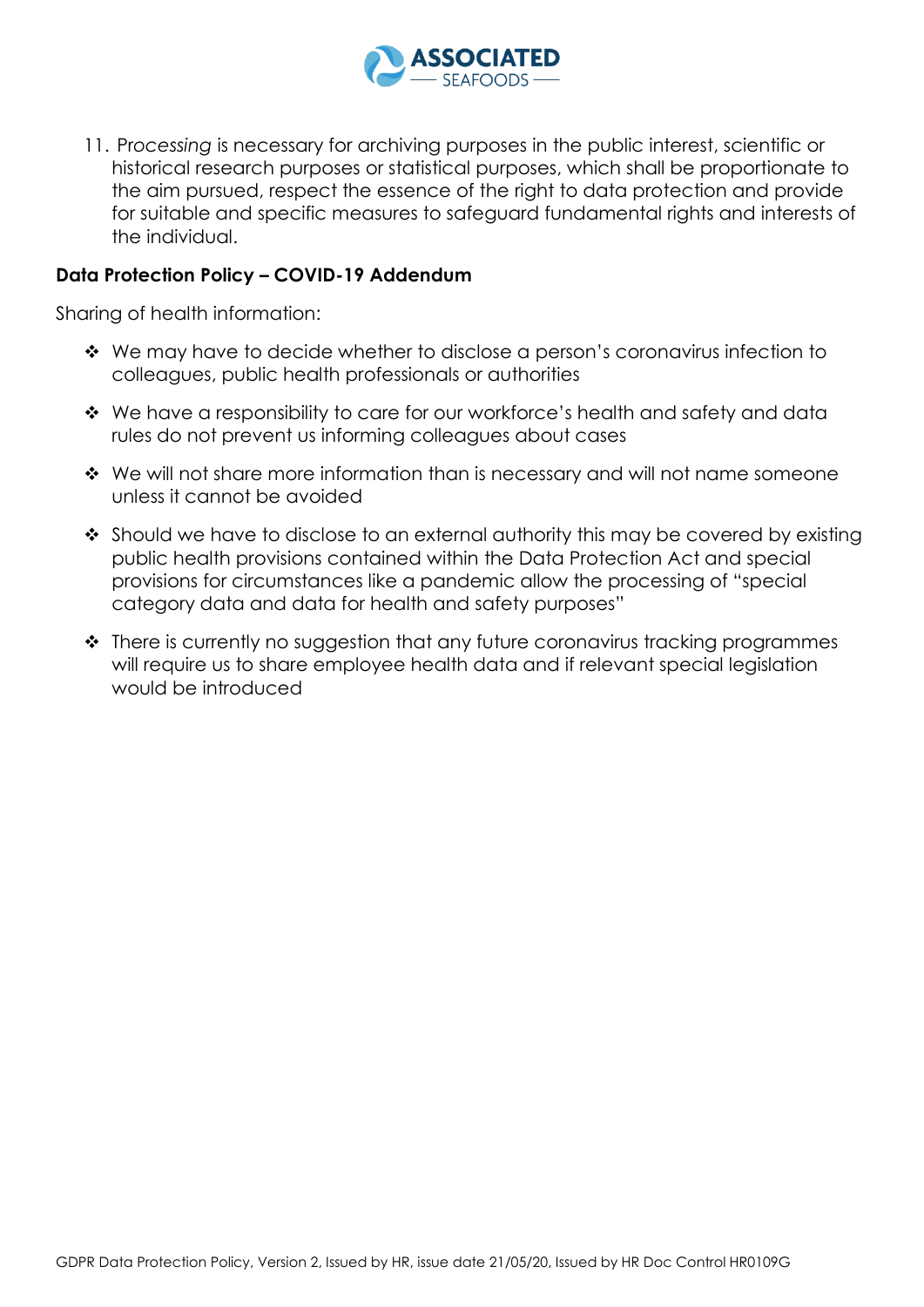11. *Processing* is necessary for archiving purposes in the public interest, scientific or historical research purposes or statistical purposes, which shall be proportionate to the aim pursued, respect the essence of the right to data protection and provide for suitable and specific measures to safeguard fundamental rights and interests of the individual.

**Data Protection Policy – COVID-19 Addendum**

Sharing of health information:

- We may have to decide whether to disclose a person's coronavirus infection to colleagues, public health professionals or authorities
- We have a responsibility to care for our workforce's health and safety and data rules do not prevent us informing colleagues about cases
- We will not share more information than is necessary and will not name someone unless it cannot be avoided
- Should we have to disclose to an external authority this may be covered by existing public health provisions contained within the Data Protection Act and special provisions for circumstances like a pandemic allow the processing of "special category data and data for health and safety purposes"
- There is currently no suggestion that any future coronavirus tracking programmes will require us to share employee health data and if relevant special legislation would be introduced